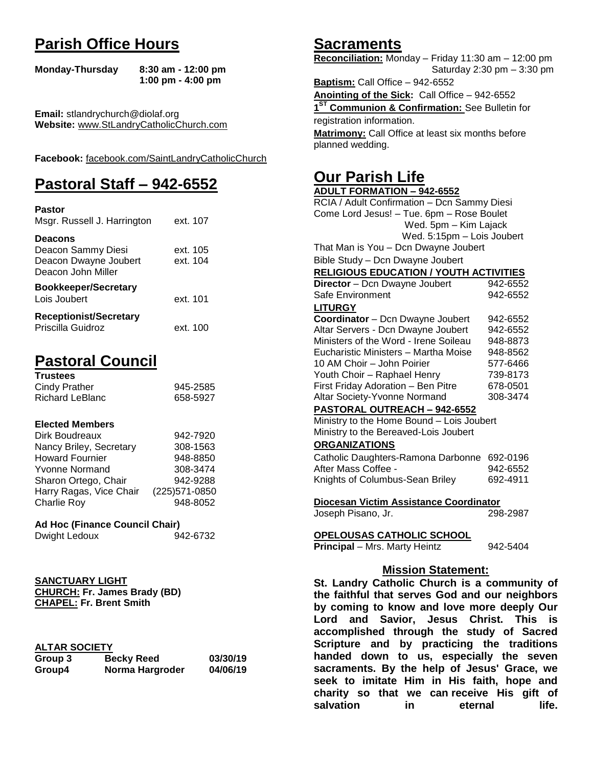# Parish Office Hours

**Monday-Thursday** **8:30 am - 12:00 pm**
**1:00 pm - 4:00 pm**

**Email:** stlandrychurch@diolaf.org
**Website:** www.StLandryCatholicChurch.com

**Facebook:** facebook.com/SaintLandryCatholicChurch

# Pastoral Staff – 942-6552

**Pastor**
Msgr. Russell J. Harrington ext. 107

**Deacons**
Deacon Sammy Diesi ext. 105
Deacon Dwayne Joubert ext. 104
Deacon John Miller

**Bookkeeper/Secretary**
Lois Joubert ext. 101

**Receptionist/Secretary**
Priscilla Guidroz ext. 100

# Pastoral Council

**Trustees**

| | |
|---|---|
| Cindy Prather | 945-2585 |
| Richard LeBlanc | 658-5927 |

**Elected Members**

| | |
|---|---|
| Dirk Boudreaux | 942-7920 |
| Nancy Briley, Secretary | 308-1563 |
| Howard Fournier | 948-8850 |
| Yvonne Normand | 308-3474 |
| Sharon Ortego, Chair | 942-9288 |
| Harry Ragas, Vice Chair | (225)571-0850 |
| Charlie Roy | 948-8052 |

**Ad Hoc (Finance Council Chair)**
Dwight Ledoux 942-6732

**SANCTUARY LIGHT**
**CHURCH: Fr. James Brady (BD)**
**CHAPEL: Fr. Brent Smith**

**ALTAR SOCIETY**

| | | |
|---|---|---|
| **Group 3** | **Becky Reed** | **03/30/19** |
| **Group4** | **Norma Hargroder** | **04/06/19** |

# Sacraments

**Reconciliation:** Monday – Friday 11:30 am – 12:00 pm
Saturday 2:30 pm – 3:30 pm

**Baptism:** Call Office – 942-6552

**Anointing of the Sick:** Call Office – 942-6552

**1ST Communion & Confirmation:** See Bulletin for registration information.

**Matrimony:** Call Office at least six months before planned wedding.

# Our Parish Life

**ADULT FORMATION – 942-6552**

RCIA / Adult Confirmation – Dcn Sammy Diesi
Come Lord Jesus! – Tue. 6pm – Rose Boulet
Wed. 5pm – Kim Lajack
Wed. 5:15pm – Lois Joubert
That Man is You – Dcn Dwayne Joubert
Bible Study – Dcn Dwayne Joubert

**RELIGIOUS EDUCATION / YOUTH ACTIVITIES**

| | |
|---|---|
| **Director** – Dcn Dwayne Joubert | 942-6552 |
| Safe Environment | 942-6552 |

**LITURGY**

| | |
|---|---|
| **Coordinator** – Dcn Dwayne Joubert | 942-6552 |
| Altar Servers - Dcn Dwayne Joubert | 942-6552 |
| Ministers of the Word - Irene Soileau | 948-8873 |
| Eucharistic Ministers – Martha Moise | 948-8562 |
| 10 AM Choir – John Poirier | 577-6466 |
| Youth Choir – Raphael Henry | 739-8173 |
| First Friday Adoration – Ben Pitre | 678-0501 |
| Altar Society-Yvonne Normand | 308-3474 |

**PASTORAL OUTREACH – 942-6552**

Ministry to the Home Bound – Lois Joubert
Ministry to the Bereaved-Lois Joubert

**ORGANIZATIONS**

| | |
|---|---|
| Catholic Daughters-Ramona Darbonne | 692-0196 |
| After Mass Coffee - | 942-6552 |
| Knights of Columbus-Sean Briley | 692-4911 |

**Diocesan Victim Assistance Coordinator**
Joseph Pisano, Jr. 298-2987

**OPELOUSAS CATHOLIC SCHOOL**
**Principal** – Mrs. Marty Heintz 942-5404

## Mission Statement:

**St. Landry Catholic Church is a community of the faithful that serves God and our neighbors by coming to know and love more deeply Our Lord and Savior, Jesus Christ. This is accomplished through the study of Sacred Scripture and by practicing the traditions handed down to us, especially the seven sacraments. By the help of Jesus' Grace, we seek to imitate Him in His faith, hope and charity so that we can receive His gift of salvation in eternal life.**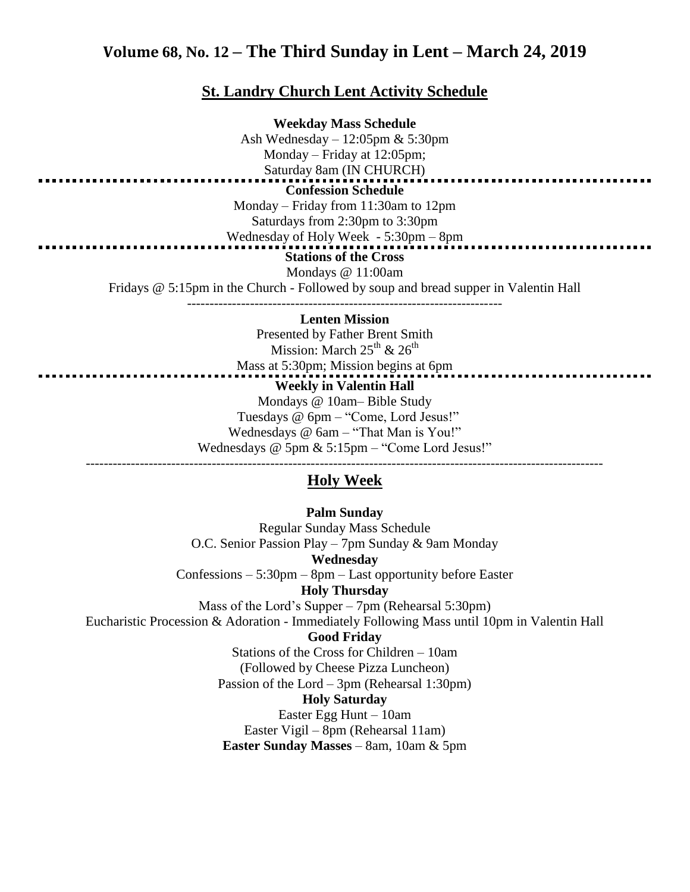# Volume 68, No. 12 – The Third Sunday in Lent – March 24, 2019

## St. Landry Church Lent Activity Schedule

**Weekday Mass Schedule**

Ash Wednesday – 12:05pm & 5:30pm

Monday – Friday at 12:05pm;

Saturday 8am (IN CHURCH)

**Confession Schedule**

Monday – Friday from 11:30am to 12pm

Saturdays from 2:30pm to 3:30pm

Wednesday of Holy Week - 5:30pm – 8pm

**Stations of the Cross**

Mondays @ 11:00am

Fridays @ 5:15pm in the Church - Followed by soup and bread supper in Valentin Hall

---

**Lenten Mission**

Presented by Father Brent Smith

Mission: March 25th & 26th

Mass at 5:30pm; Mission begins at 6pm

**Weekly in Valentin Hall**

Mondays @ 10am– Bible Study

Tuesdays @ 6pm – "Come, Lord Jesus!"

Wednesdays @ 6am – "That Man is You!"

Wednesdays @ 5pm & 5:15pm – "Come Lord Jesus!"

---

## Holy Week

**Palm Sunday**

Regular Sunday Mass Schedule

O.C. Senior Passion Play – 7pm Sunday & 9am Monday

**Wednesday**

Confessions – 5:30pm – 8pm – Last opportunity before Easter

**Holy Thursday**

Mass of the Lord's Supper – 7pm (Rehearsal 5:30pm)

Eucharistic Procession & Adoration - Immediately Following Mass until 10pm in Valentin Hall

**Good Friday**

Stations of the Cross for Children – 10am

(Followed by Cheese Pizza Luncheon)

Passion of the Lord – 3pm (Rehearsal 1:30pm)

**Holy Saturday**

Easter Egg Hunt – 10am

Easter Vigil – 8pm (Rehearsal 11am)

**Easter Sunday Masses** – 8am, 10am & 5pm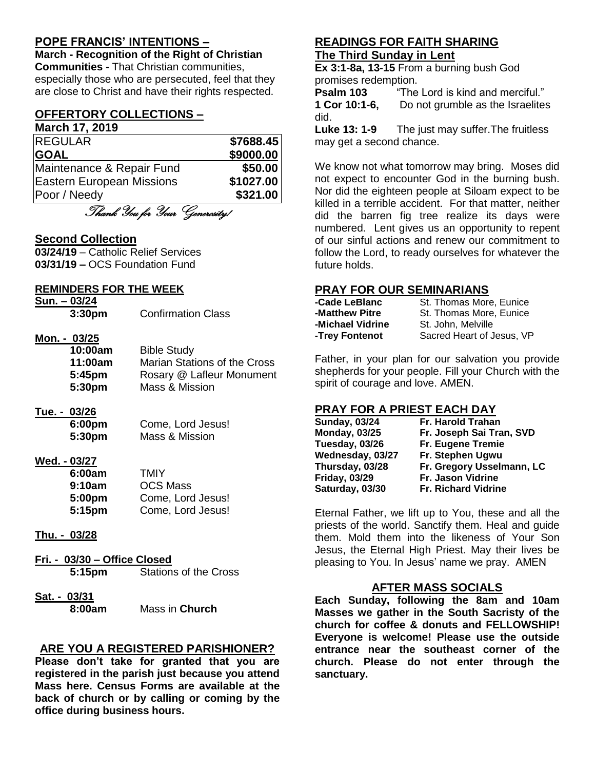## POPE FRANCIS' INTENTIONS –

**March - Recognition of the Right of Christian Communities -** That Christian communities, especially those who are persecuted, feel that they are close to Christ and have their rights respected.

## OFFERTORY COLLECTIONS –

**March 17, 2019**

| REGULAR | **$7688.45** |
|---|---|
| **GOAL** | **$9000.00** |
| Maintenance & Repair Fund | **$50.00** |
| Eastern European Missions | **$1027.00** |
| Poor / Needy | **$321.00** |

*Thank You for Your Generosity!*

## Second Collection

**03/24/19** – Catholic Relief Services
**03/31/19 –** OCS Foundation Fund

## REMINDERS FOR THE WEEK

**Sun. – 03/24**
**3:30pm** Confirmation Class

**Mon. - 03/25**
**10:00am** Bible Study
**11:00am** Marian Stations of the Cross
**5:45pm** Rosary @ Lafleur Monument
**5:30pm** Mass & Mission

**Tue. - 03/26**
**6:00pm** Come, Lord Jesus!
**5:30pm** Mass & Mission

**Wed. - 03/27**
**6:00am** TMIY
**9:10am** OCS Mass
**5:00pm** Come, Lord Jesus!
**5:15pm** Come, Lord Jesus!

**Thu. - 03/28**

**Fri. - 03/30 – Office Closed**
**5:15pm** Stations of the Cross

**Sat. - 03/31**
**8:00am** Mass in **Church**

## ARE YOU A REGISTERED PARISHIONER?

**Please don't take for granted that you are registered in the parish just because you attend Mass here. Census Forms are available at the back of church or by calling or coming by the office during business hours.**

## READINGS FOR FAITH SHARING

**The Third Sunday in Lent**

**Ex 3:1-8a, 13-15** From a burning bush God promises redemption.
**Psalm 103** "The Lord is kind and merciful."
**1 Cor 10:1-6,** Do not grumble as the Israelites did.
**Luke 13: 1-9** The just may suffer.The fruitless may get a second chance.

We know not what tomorrow may bring. Moses did not expect to encounter God in the burning bush. Nor did the eighteen people at Siloam expect to be killed in a terrible accident. For that matter, neither did the barren fig tree realize its days were numbered. Lent gives us an opportunity to repent of our sinful actions and renew our commitment to follow the Lord, to ready ourselves for whatever the future holds.

## PRAY FOR OUR SEMINARIANS

**-Cade LeBlanc** St. Thomas More, Eunice
**-Matthew Pitre** St. Thomas More, Eunice
**-Michael Vidrine** St. John, Melville
**-Trey Fontenot** Sacred Heart of Jesus, VP

Father, in your plan for our salvation you provide shepherds for your people. Fill your Church with the spirit of courage and love. AMEN.

## PRAY FOR A PRIEST EACH DAY

**Sunday, 03/24** **Fr. Harold Trahan**
**Monday, 03/25** **Fr. Joseph Sai Tran, SVD**
**Tuesday, 03/26** **Fr. Eugene Tremie**
**Wednesday, 03/27** **Fr. Stephen Ugwu**
**Thursday, 03/28** **Fr. Gregory Usselmann, LC**
**Friday, 03/29** **Fr. Jason Vidrine**
**Saturday, 03/30** **Fr. Richard Vidrine**

Eternal Father, we lift up to You, these and all the priests of the world. Sanctify them. Heal and guide them. Mold them into the likeness of Your Son Jesus, the Eternal High Priest. May their lives be pleasing to You. In Jesus' name we pray. AMEN

## AFTER MASS SOCIALS

**Each Sunday, following the 8am and 10am Masses we gather in the South Sacristy of the church for coffee & donuts and FELLOWSHIP! Everyone is welcome! Please use the outside entrance near the southeast corner of the church. Please do not enter through the sanctuary.**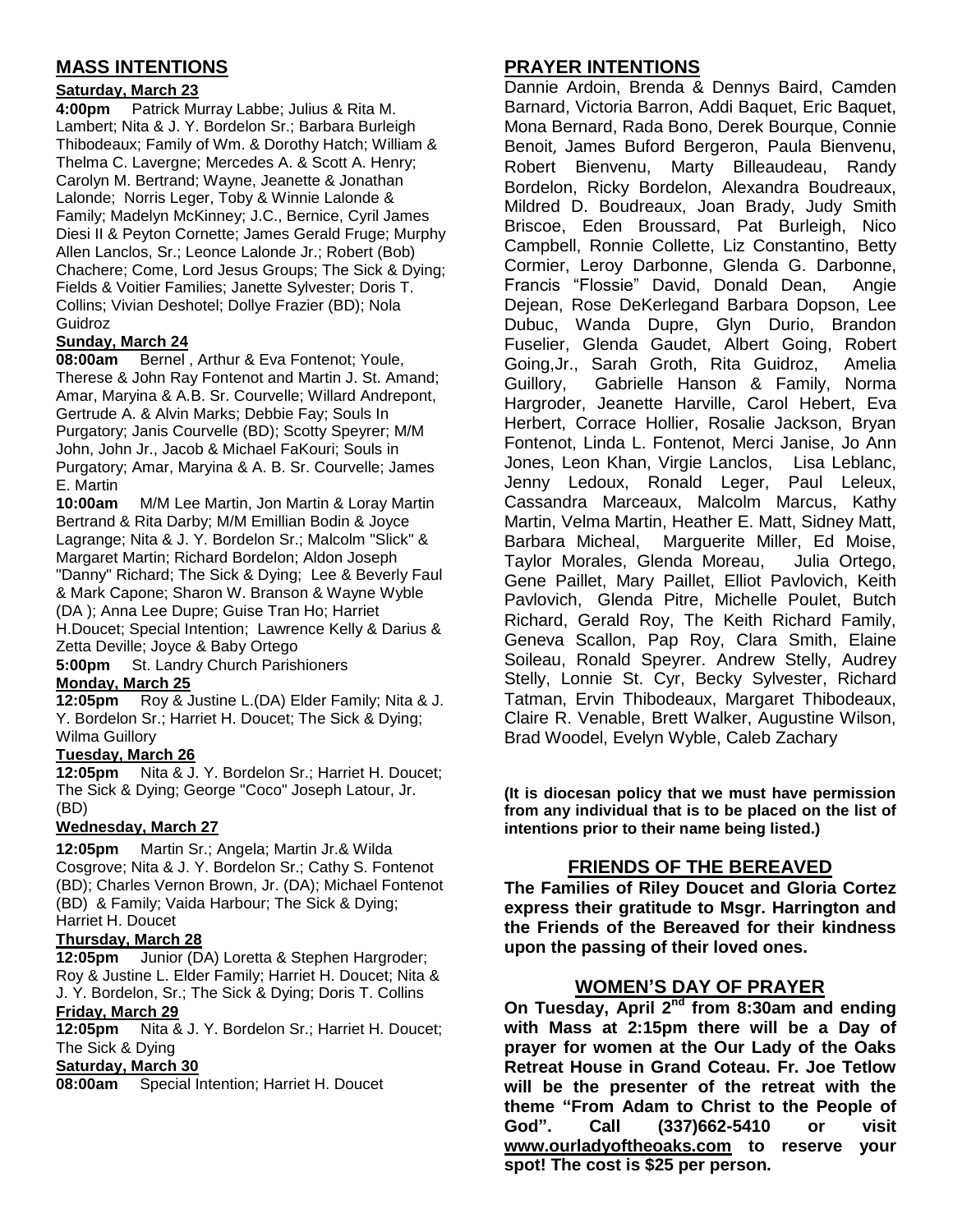## MASS INTENTIONS

**Saturday, March 23**

**4:00pm** Patrick Murray Labbe; Julius & Rita M. Lambert; Nita & J. Y. Bordelon Sr.; Barbara Burleigh Thibodeaux; Family of Wm. & Dorothy Hatch; William & Thelma C. Lavergne; Mercedes A. & Scott A. Henry; Carolyn M. Bertrand; Wayne, Jeanette & Jonathan Lalonde; Norris Leger, Toby & Winnie Lalonde & Family; Madelyn McKinney; J.C., Bernice, Cyril James Diesi II & Peyton Cornette; James Gerald Fruge; Murphy Allen Lanclos, Sr.; Leonce Lalonde Jr.; Robert (Bob) Chachere; Come, Lord Jesus Groups; The Sick & Dying; Fields & Voitier Families; Janette Sylvester; Doris T. Collins; Vivian Deshotel; Dollye Frazier (BD); Nola Guidroz

**Sunday, March 24**

**08:00am** Bernel , Arthur & Eva Fontenot; Youle, Therese & John Ray Fontenot and Martin J. St. Amand; Amar, Maryina & A.B. Sr. Courvelle; Willard Andrepont, Gertrude A. & Alvin Marks; Debbie Fay; Souls In Purgatory; Janis Courvelle (BD); Scotty Speyrer; M/M John, John Jr., Jacob & Michael FaKouri; Souls in Purgatory; Amar, Maryina & A. B. Sr. Courvelle; James E. Martin

**10:00am** M/M Lee Martin, Jon Martin & Loray Martin Bertrand & Rita Darby; M/M Emillian Bodin & Joyce Lagrange; Nita & J. Y. Bordelon Sr.; Malcolm "Slick" & Margaret Martin; Richard Bordelon; Aldon Joseph "Danny" Richard; The Sick & Dying; Lee & Beverly Faul & Mark Capone; Sharon W. Branson & Wayne Wyble (DA ); Anna Lee Dupre; Guise Tran Ho; Harriet H.Doucet; Special Intention; Lawrence Kelly & Darius & Zetta Deville; Joyce & Baby Ortego

**5:00pm** St. Landry Church Parishioners

**Monday, March 25**

**12:05pm** Roy & Justine L.(DA) Elder Family; Nita & J. Y. Bordelon Sr.; Harriet H. Doucet; The Sick & Dying; Wilma Guillory

**Tuesday, March 26**

**12:05pm** Nita & J. Y. Bordelon Sr.; Harriet H. Doucet; The Sick & Dying; George "Coco" Joseph Latour, Jr. (BD)

**Wednesday, March 27**

**12:05pm** Martin Sr.; Angela; Martin Jr.& Wilda Cosgrove; Nita & J. Y. Bordelon Sr.; Cathy S. Fontenot (BD); Charles Vernon Brown, Jr. (DA); Michael Fontenot (BD) & Family; Vaida Harbour; The Sick & Dying; Harriet H. Doucet

**Thursday, March 28**

**12:05pm** Junior (DA) Loretta & Stephen Hargroder; Roy & Justine L. Elder Family; Harriet H. Doucet; Nita & J. Y. Bordelon, Sr.; The Sick & Dying; Doris T. Collins

**Friday, March 29**

**12:05pm** Nita & J. Y. Bordelon Sr.; Harriet H. Doucet; The Sick & Dying

**Saturday, March 30**

**08:00am** Special Intention; Harriet H. Doucet

## PRAYER INTENTIONS

Dannie Ardoin, Brenda & Dennys Baird, Camden Barnard, Victoria Barron, Addi Baquet, Eric Baquet, Mona Bernard, Rada Bono, Derek Bourque, Connie Benoit, James Buford Bergeron, Paula Bienvenu, Robert Bienvenu, Marty Billeaudeau, Randy Bordelon, Ricky Bordelon, Alexandra Boudreaux, Mildred D. Boudreaux, Joan Brady, Judy Smith Briscoe, Eden Broussard, Pat Burleigh, Nico Campbell, Ronnie Collette, Liz Constantino, Betty Cormier, Leroy Darbonne, Glenda G. Darbonne, Francis "Flossie" David, Donald Dean, Angie Dejean, Rose DeKerlegand Barbara Dopson, Lee Dubuc, Wanda Dupre, Glyn Durio, Brandon Fuselier, Glenda Gaudet, Albert Going, Robert Going,Jr., Sarah Groth, Rita Guidroz, Amelia Guillory, Gabrielle Hanson & Family, Norma Hargroder, Jeanette Harville, Carol Hebert, Eva Herbert, Corrace Hollier, Rosalie Jackson, Bryan Fontenot, Linda L. Fontenot, Merci Janise, Jo Ann Jones, Leon Khan, Virgie Lanclos, Lisa Leblanc, Jenny Ledoux, Ronald Leger, Paul Leleux, Cassandra Marceaux, Malcolm Marcus, Kathy Martin, Velma Martin, Heather E. Matt, Sidney Matt, Barbara Micheal, Marguerite Miller, Ed Moise, Taylor Morales, Glenda Moreau, Julia Ortego, Gene Paillet, Mary Paillet, Elliot Pavlovich, Keith Pavlovich, Glenda Pitre, Michelle Poulet, Butch Richard, Gerald Roy, The Keith Richard Family, Geneva Scallon, Pap Roy, Clara Smith, Elaine Soileau, Ronald Speyrer. Andrew Stelly, Audrey Stelly, Lonnie St. Cyr, Becky Sylvester, Richard Tatman, Ervin Thibodeaux, Margaret Thibodeaux, Claire R. Venable, Brett Walker, Augustine Wilson, Brad Woodel, Evelyn Wyble, Caleb Zachary

**(It is diocesan policy that we must have permission from any individual that is to be placed on the list of intentions prior to their name being listed.)**

## FRIENDS OF THE BEREAVED

**The Families of Riley Doucet and Gloria Cortez express their gratitude to Msgr. Harrington and the Friends of the Bereaved for their kindness upon the passing of their loved ones.**

## WOMEN'S DAY OF PRAYER

**On Tuesday, April 2nd from 8:30am and ending with Mass at 2:15pm there will be a Day of prayer for women at the Our Lady of the Oaks Retreat House in Grand Coteau. Fr. Joe Tetlow will be the presenter of the retreat with the theme "From Adam to Christ to the People of God". Call (337)662-5410 or visit www.ourladyoftheoaks.com to reserve your spot! The cost is $25 per person.**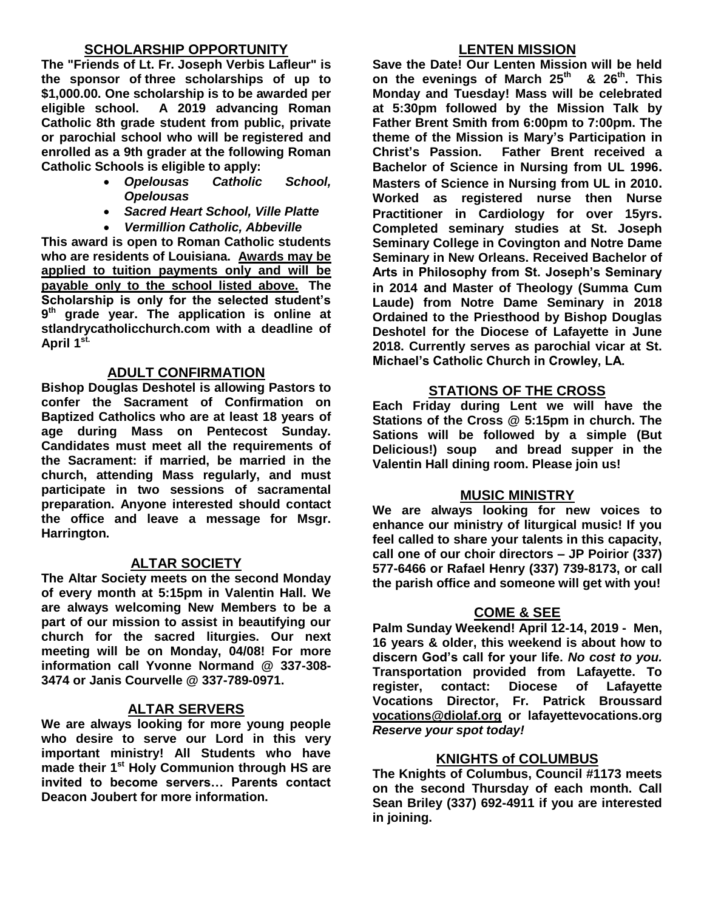## SCHOLARSHIP OPPORTUNITY

**The "Friends of Lt. Fr. Joseph Verbis Lafleur" is the sponsor of three scholarships of up to \$1,000.00. One scholarship is to be awarded per eligible school. A 2019 advancing Roman Catholic 8th grade student from public, private or parochial school who will be registered and enrolled as a 9th grader at the following Roman Catholic Schools is eligible to apply:**

- ***Opelousas Catholic School, Opelousas***
- ***Sacred Heart School, Ville Platte***
- ***Vermillion Catholic, Abbeville***

**This award is open to Roman Catholic students who are residents of Louisiana. <u>Awards may be applied to tuition payments only and will be payable only to the school listed above.</u> The Scholarship is only for the selected student's 9th grade year. The application is online at stlandrycatholicchurch.com with a deadline of April 1st.**

## ADULT CONFIRMATION

**Bishop Douglas Deshotel is allowing Pastors to confer the Sacrament of Confirmation on Baptized Catholics who are at least 18 years of age during Mass on Pentecost Sunday. Candidates must meet all the requirements of the Sacrament: if married, be married in the church, attending Mass regularly, and must participate in two sessions of sacramental preparation. Anyone interested should contact the office and leave a message for Msgr. Harrington.**

## ALTAR SOCIETY

**The Altar Society meets on the second Monday of every month at 5:15pm in Valentin Hall. We are always welcoming New Members to be a part of our mission to assist in beautifying our church for the sacred liturgies. Our next meeting will be on Monday, 04/08! For more information call Yvonne Normand @ 337-308-3474 or Janis Courvelle @ 337-789-0971.**

## ALTAR SERVERS

**We are always looking for more young people who desire to serve our Lord in this very important ministry! All Students who have made their 1st Holy Communion through HS are invited to become servers… Parents contact Deacon Joubert for more information.**

## LENTEN MISSION

**Save the Date! Our Lenten Mission will be held on the evenings of March 25th & 26th. This Monday and Tuesday! Mass will be celebrated at 5:30pm followed by the Mission Talk by Father Brent Smith from 6:00pm to 7:00pm. The theme of the Mission is Mary's Participation in Christ's Passion. Father Brent received a Bachelor of Science in Nursing from UL 1996. Masters of Science in Nursing from UL in 2010. Worked as registered nurse then Nurse Practitioner in Cardiology for over 15yrs. Completed seminary studies at St. Joseph Seminary College in Covington and Notre Dame Seminary in New Orleans. Received Bachelor of Arts in Philosophy from St. Joseph's Seminary in 2014 and Master of Theology (Summa Cum Laude) from Notre Dame Seminary in 2018 Ordained to the Priesthood by Bishop Douglas Deshotel for the Diocese of Lafayette in June 2018. Currently serves as parochial vicar at St. Michael's Catholic Church in Crowley, LA.**

## STATIONS OF THE CROSS

**Each Friday during Lent we will have the Stations of the Cross @ 5:15pm in church. The Sations will be followed by a simple (But Delicious!) soup and bread supper in the Valentin Hall dining room. Please join us!**

## MUSIC MINISTRY

**We are always looking for new voices to enhance our ministry of liturgical music! If you feel called to share your talents in this capacity, call one of our choir directors – JP Poirior (337) 577-6466 or Rafael Henry (337) 739-8173, or call the parish office and someone will get with you!**

## COME & SEE

**Palm Sunday Weekend! April 12-14, 2019 - Men, 16 years & older, this weekend is about how to discern God's call for your life. *No cost to you.* Transportation provided from Lafayette. To register, contact: Diocese of Lafayette Vocations Director, Fr. Patrick Broussard <u>vocations@diolaf.org</u> or lafayettevocations.org *Reserve your spot today!***

## KNIGHTS of COLUMBUS

**The Knights of Columbus, Council #1173 meets on the second Thursday of each month. Call Sean Briley (337) 692-4911 if you are interested in joining.**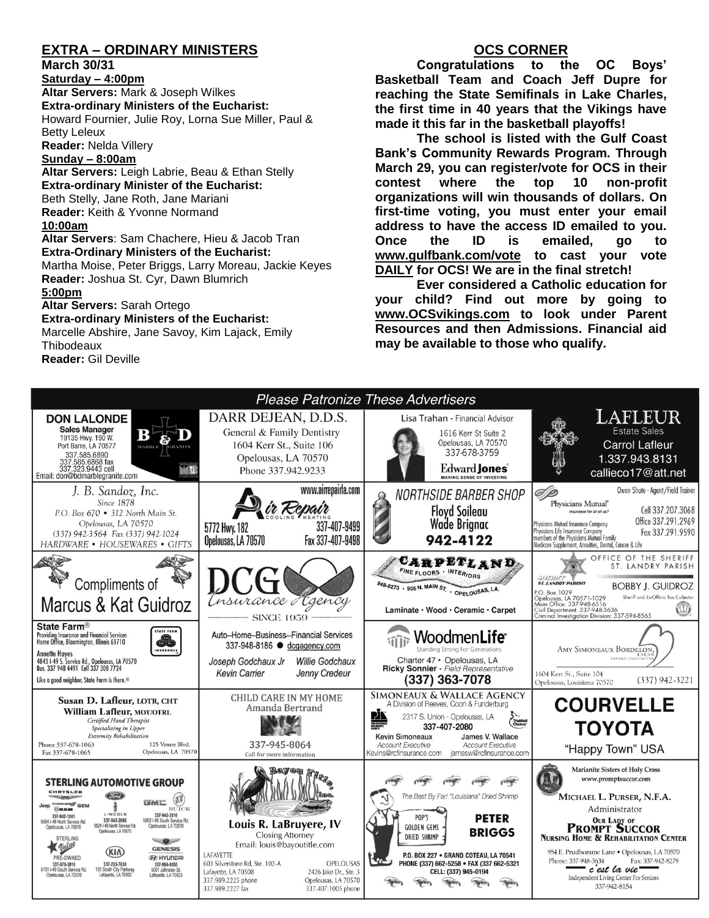## EXTRA – ORDINARY MINISTERS

**March 30/31**

**Saturday – 4:00pm**

**Altar Servers:** Mark & Joseph Wilkes

**Extra-ordinary Ministers of the Eucharist:**
Howard Fournier, Julie Roy, Lorna Sue Miller, Paul & Betty Leleux

**Reader:** Nelda Villery

**Sunday – 8:00am**

**Altar Servers:** Leigh Labrie, Beau & Ethan Stelly

**Extra-ordinary Minister of the Eucharist:**
Beth Stelly, Jane Roth, Jane Mariani

**Reader:** Keith & Yvonne Normand

**10:00am**

**Altar Servers**: Sam Chachere, Hieu & Jacob Tran

**Extra-Ordinary Ministers of the Eucharist:**
Martha Moise, Peter Briggs, Larry Moreau, Jackie Keyes

**Reader:** Joshua St. Cyr, Dawn Blumrich

**5:00pm**

**Altar Servers:** Sarah Ortego

**Extra-ordinary Ministers of the Eucharist:**
Marcelle Abshire, Jane Savoy, Kim Lajack, Emily Thibodeaux

**Reader:** Gil Deville

## OCS CORNER

**Congratulations to the OC Boys' Basketball Team and Coach Jeff Dupre for reaching the State Semifinals in Lake Charles, the first time in 40 years that the Vikings have made it this far in the basketball playoffs!**

**The school is listed with the Gulf Coast Bank's Community Rewards Program. Through March 29, you can register/vote for OCS in their contest where the top 10 non-profit organizations will win thousands of dollars. On first-time voting, you must enter your email address to have the access ID emailed to you. Once the ID is emailed, go to www.gulfbank.com/vote to cast your vote DAILY for OCS! We are in the final stretch!**

**Ever considered a Catholic education for your child? Find out more by going to www.OCSvikings.com to look under Parent Resources and then Admissions. Financial aid may be available to those who qualify.**

## *Please Patronize These Advertisers*

**DON LALONDE** – Sales Manager, B & D Marble Granite, 19135 Hwy. 190 W., Port Barre, LA 70577, 337.585.6890, 337.585.6868 fax, 337.323.9443 cell, Email: don@bdmarblegranite.com

**DARR DEJEAN, D.D.S.** – General & Family Dentistry, 1604 Kerr St., Suite 106, Opelousas, LA 70570, Phone 337.942.9233

**Lisa Trahan** - Financial Advisor, 1616 Kerr St Suite 2, Opelousas, LA 70570, 337-678-3759, Edward Jones – Making Sense of Investing

**LAFLEUR Estate Sales** – Carrol Lafleur, 1.337.943.8131, callieco17@att.net

**J. B. Sandoz, Inc.** – Since 1878, P.O. Box 670 • 312 North Main St., Opelousas, LA 70570, (337) 942-3564 Fax (337) 942-1024, HARDWARE • HOUSEWARES • GIFTS

**Air Repair** Cooling Heating – www.airrepairla.com, 5772 Hwy. 182, Opelousas, LA 70570, 337-407-9499, Fax 337-407-9498

**NORTHSIDE BARBER SHOP** – Floyd Soileau, Wade Brignac, 942-4122

**Physicians Mutual** – Owen Shute - Agent/Field Trainer, Cell 337.207.3068, Office 337.291.2969, Fax 337.291.9590. Physicians Mutual Insurance Company, Physicians Life Insurance Company, members of the Physicians Mutual Family. Medicare Supplement, Annuities, Dental, Cancer & Life

**Compliments of Marcus & Kat Guidroz**

**DCG Insurance Agency** – Since 1959

**CARPETLAND** – Fine Floors • Interiors, 948-8273 • 905 N. Main St. • Opelousas, LA. Laminate • Wood • Ceramic • Carpet

**OFFICE OF THE SHERIFF ST. LANDRY PARISH** – BOBBY J. GUIDROZ, Sheriff and Ex-Officio Tax Collector, P.O. Box 1029, Opelousas, LA 70571-1029, Main Office: 337-948-6516, Civil Department: 337-948-3636, Criminal Investigation Division: 337-594-8565

**State Farm®** – Providing Insurance and Financial Services, Home Office, Bloomington, Illinois 61710. Annette Hayes, 4843 I-49 S. Service Rd., Opelousas, LA 70570, Bus. 337 948 4491 Cell 337 278 7724. Like a good neighbor, State Farm is there.®

**Auto–Home–Business--Financial Services** – 337-948-8186 ● dcgagency.com. Joseph Godchaux Jr, Willie Godchaux, Kevin Carrier, Jenny Credeur

**WoodmenLife** – Standing Strong For Generations, Charter 47 • Opelousas, LA, Ricky Sonnier - Field Representative, (337) 363-7078

**AMY SIMONEAUX BORDELON, DDS** – Family Dentistry, 1604 Kerr St., Suite 104, Opelousas, Louisiana 70570, (337) 942-3221

**Susan D. Lafleur, LOTR, CHT** / **William Lafleur, MOT/OTRL** – Certified Hand Therapist, Specializing in Upper Extremity Rehabilitation, Phone 337-678-1063, Fax 337-678-1065, 125 Ventre Blvd., Opelousas, LA 70570

**CHILD CARE IN MY HOME** – Amanda Bertrand, 337-945-8064, Call for more information

**SIMONEAUX & WALLACE AGENCY** – A Division of Reeves, Coon & Funderburg, 2317 S. Union - Opelousas, LA, 337-407-2080. Kevin Simoneaux, Account Executive, Kevins@rcfinsurance.com; James V. Wallace, Account Executive, jamesw@rcfinsurance.com

**COURVELLE TOYOTA** – "Happy Town" USA

**STERLING AUTOMOTIVE GROUP** – Chrysler Jeep Dodge Ram GEM, 337-942-1241, 5504 I-49 North Service Rd., Opelousas, LA 70570; Lincoln, 337-942-2686, 5524 I-49 North Service Rd., Opelousas, LA 70570; GMC Buick, 337-942-3516, 5853 I-49 South Service Rd., Opelousas, LA 70570; Sterling Value Pre-Owned, 337-678-3810, 5731 I-49 South Service Rd., Opelousas, LA 70570; KIA, 337-233-7630, 125 South City Parkway, Lafayette, LA 70503; Genesis Hyundai, 337-984-9050, 5001 Johnston St., Lafayette, LA 70503

**Bayou Title, Inc.** – Louis R. LaBruyere, IV, Closing Attorney, Email: louis@bayoutitle.com. Lafayette: 603 Silverstone Rd, Ste. 102-A, Lafayette, LA 70508, 337.989.2225 phone, 337.989.2227 fax. Opelousas: 2426 Jake Dr., Ste. 3, Opelousas, LA 70570, 337.407.1005 phone

**The Best By Far! "Louisiana" Dried Shrimp** – Pop's Golden Gems Dried Shrimp, PETER BRIGGS, P.O. BOX 227 • GRAND COTEAU, LA 70541, PHONE (337) 662-5258 • FAX (337) 662-5321, CELL: (337) 945-0194

**Marianite Sisters of Holy Cross** – www.promptsuccor.com, MICHAEL L. PURSER, N.F.A., Administrator, OUR LADY OF PROMPT SUCCOR NURSING HOME & REHABILITATION CENTER, 954 E. Prudhomme Lane • Opelousas, LA 70570, Phone: 337-948-3634, Fax: 337-942-8279, c'est la vie – Independent Living Center For Seniors, 337-942-8154